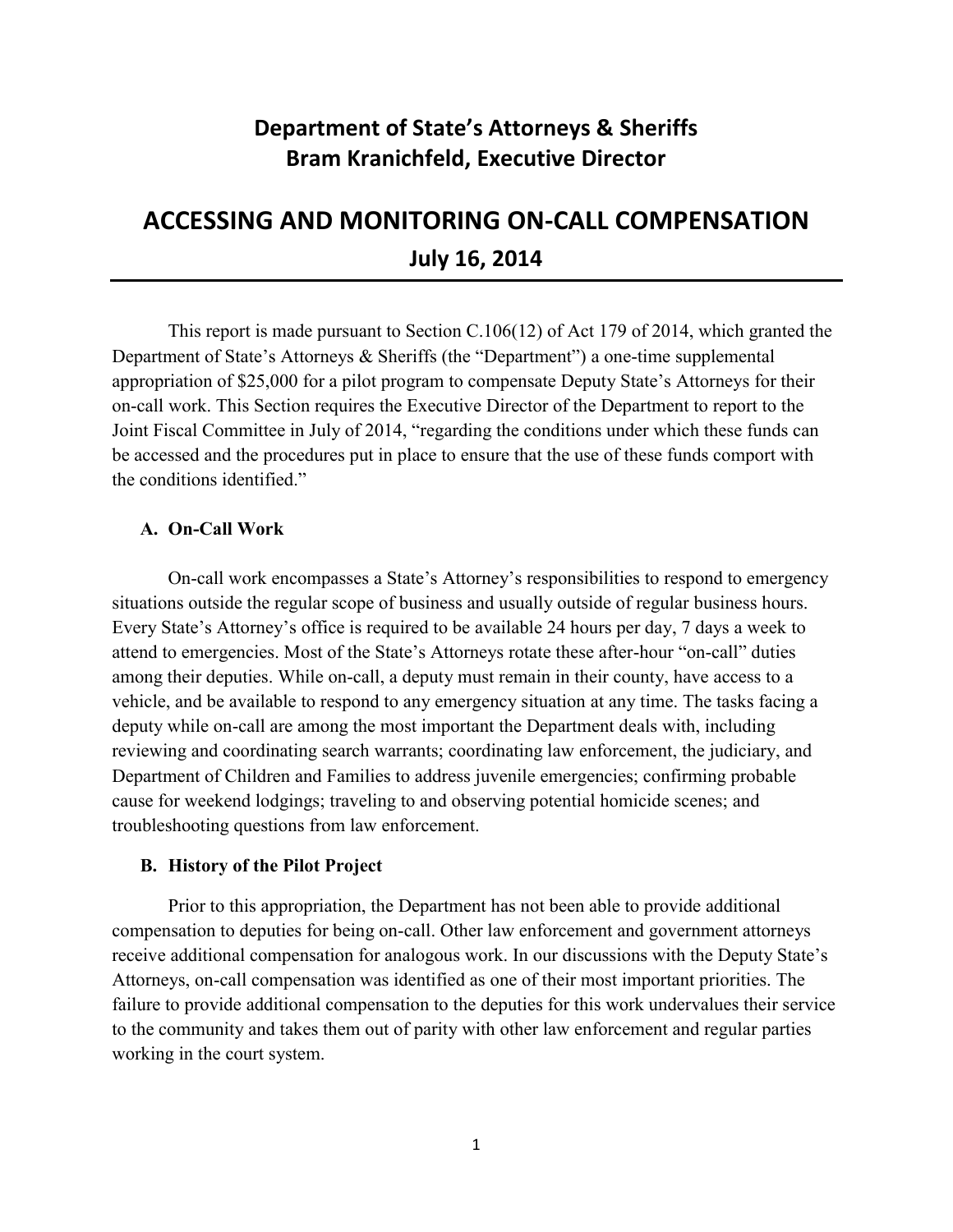## Department of State's Attorneys & Sheriffs
## Bram Kranichfeld, Executive Director

# ACCESSING AND MONITORING ON-CALL COMPENSATION

## July 16, 2014

This report is made pursuant to Section C.106(12) of Act 179 of 2014, which granted the Department of State's Attorneys & Sheriffs (the "Department") a one-time supplemental appropriation of $25,000 for a pilot program to compensate Deputy State's Attorneys for their on-call work. This Section requires the Executive Director of the Department to report to the Joint Fiscal Committee in July of 2014, "regarding the conditions under which these funds can be accessed and the procedures put in place to ensure that the use of these funds comport with the conditions identified."

### A. On-Call Work

On-call work encompasses a State's Attorney's responsibilities to respond to emergency situations outside the regular scope of business and usually outside of regular business hours. Every State's Attorney's office is required to be available 24 hours per day, 7 days a week to attend to emergencies. Most of the State's Attorneys rotate these after-hour "on-call" duties among their deputies. While on-call, a deputy must remain in their county, have access to a vehicle, and be available to respond to any emergency situation at any time. The tasks facing a deputy while on-call are among the most important the Department deals with, including reviewing and coordinating search warrants; coordinating law enforcement, the judiciary, and Department of Children and Families to address juvenile emergencies; confirming probable cause for weekend lodgings; traveling to and observing potential homicide scenes; and troubleshooting questions from law enforcement.

### B. History of the Pilot Project

Prior to this appropriation, the Department has not been able to provide additional compensation to deputies for being on-call. Other law enforcement and government attorneys receive additional compensation for analogous work. In our discussions with the Deputy State's Attorneys, on-call compensation was identified as one of their most important priorities. The failure to provide additional compensation to the deputies for this work undervalues their service to the community and takes them out of parity with other law enforcement and regular parties working in the court system.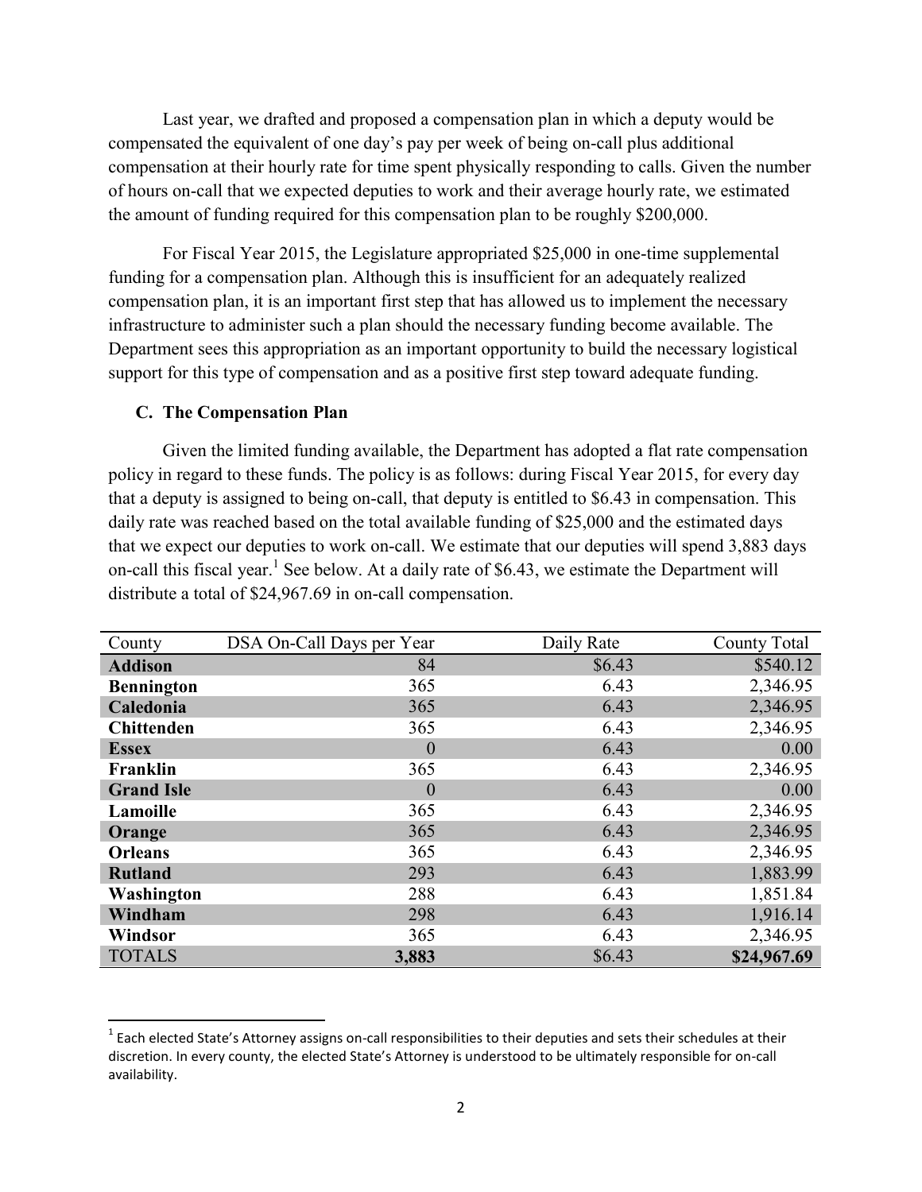Last year, we drafted and proposed a compensation plan in which a deputy would be compensated the equivalent of one day's pay per week of being on-call plus additional compensation at their hourly rate for time spent physically responding to calls. Given the number of hours on-call that we expected deputies to work and their average hourly rate, we estimated the amount of funding required for this compensation plan to be roughly $200,000.

For Fiscal Year 2015, the Legislature appropriated $25,000 in one-time supplemental funding for a compensation plan. Although this is insufficient for an adequately realized compensation plan, it is an important first step that has allowed us to implement the necessary infrastructure to administer such a plan should the necessary funding become available. The Department sees this appropriation as an important opportunity to build the necessary logistical support for this type of compensation and as a positive first step toward adequate funding.

### C. The Compensation Plan

Given the limited funding available, the Department has adopted a flat rate compensation policy in regard to these funds. The policy is as follows: during Fiscal Year 2015, for every day that a deputy is assigned to being on-call, that deputy is entitled to $6.43 in compensation. This daily rate was reached based on the total available funding of $25,000 and the estimated days that we expect our deputies to work on-call. We estimate that our deputies will spend 3,883 days on-call this fiscal year.[1] See below. At a daily rate of $6.43, we estimate the Department will distribute a total of $24,967.69 in on-call compensation.

| County | DSA On-Call Days per Year | Daily Rate | County Total |
|---|---:|---:|---:|
| **Addison** | 84 | $6.43 | $540.12 |
| **Bennington** | 365 | 6.43 | 2,346.95 |
| **Caledonia** | 365 | 6.43 | 2,346.95 |
| **Chittenden** | 365 | 6.43 | 2,346.95 |
| **Essex** | 0 | 6.43 | 0.00 |
| **Franklin** | 365 | 6.43 | 2,346.95 |
| **Grand Isle** | 0 | 6.43 | 0.00 |
| **Lamoille** | 365 | 6.43 | 2,346.95 |
| **Orange** | 365 | 6.43 | 2,346.95 |
| **Orleans** | 365 | 6.43 | 2,346.95 |
| **Rutland** | 293 | 6.43 | 1,883.99 |
| **Washington** | 288 | 6.43 | 1,851.84 |
| **Windham** | 298 | 6.43 | 1,916.14 |
| **Windsor** | 365 | 6.43 | 2,346.95 |
| TOTALS | **3,883** | $6.43 | **$24,967.69** |

[1] Each elected State's Attorney assigns on-call responsibilities to their deputies and sets their schedules at their discretion. In every county, the elected State's Attorney is understood to be ultimately responsible for on-call availability.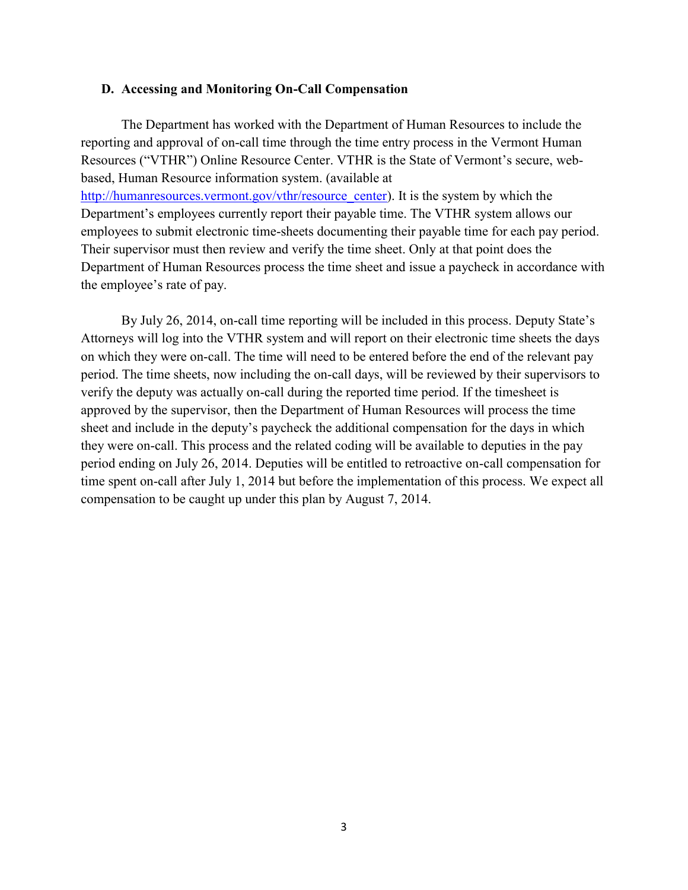### D. Accessing and Monitoring On-Call Compensation

The Department has worked with the Department of Human Resources to include the reporting and approval of on-call time through the time entry process in the Vermont Human Resources ("VTHR") Online Resource Center. VTHR is the State of Vermont's secure, web-based, Human Resource information system. (available at http://humanresources.vermont.gov/vthr/resource_center). It is the system by which the Department's employees currently report their payable time. The VTHR system allows our employees to submit electronic time-sheets documenting their payable time for each pay period. Their supervisor must then review and verify the time sheet. Only at that point does the Department of Human Resources process the time sheet and issue a paycheck in accordance with the employee's rate of pay.

By July 26, 2014, on-call time reporting will be included in this process. Deputy State's Attorneys will log into the VTHR system and will report on their electronic time sheets the days on which they were on-call. The time will need to be entered before the end of the relevant pay period. The time sheets, now including the on-call days, will be reviewed by their supervisors to verify the deputy was actually on-call during the reported time period. If the timesheet is approved by the supervisor, then the Department of Human Resources will process the time sheet and include in the deputy's paycheck the additional compensation for the days in which they were on-call. This process and the related coding will be available to deputies in the pay period ending on July 26, 2014. Deputies will be entitled to retroactive on-call compensation for time spent on-call after July 1, 2014 but before the implementation of this process. We expect all compensation to be caught up under this plan by August 7, 2014.